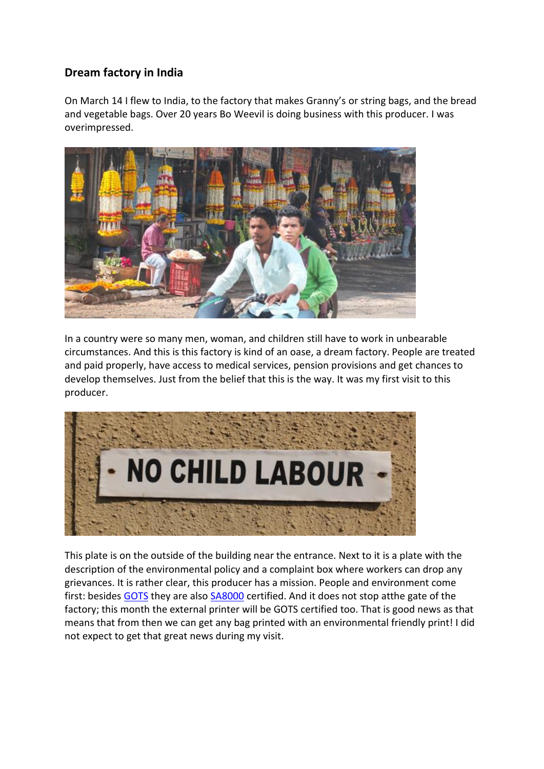## Dream factory in India

On March 14 I flew to India, to the factory that makes Granny's or string bags, and the bread and vegetable bags. Over 20 years Bo Weevil is doing business with this producer. I was overimpressed.

In a country were so many men, woman, and children still have to work in unbearable circumstances. And this is this factory is kind of an oase, a dream factory. People are treated and paid properly, have access to medical services, pension provisions and get chances to develop themselves. Just from the belief that this is the way. It was my first visit to this producer.

This plate is on the outside of the building near the entrance. Next to it is a plate with the description of the environmental policy and a complaint box where workers can drop any grievances. It is rather clear, this producer has a mission. People and environment come first: besides GOTS they are also SA8000 certified. And it does not stop atthe gate of the factory; this month the external printer will be GOTS certified too. That is good news as that means that from then we can get any bag printed with an environmental friendly print! I did not expect to get that great news during my visit.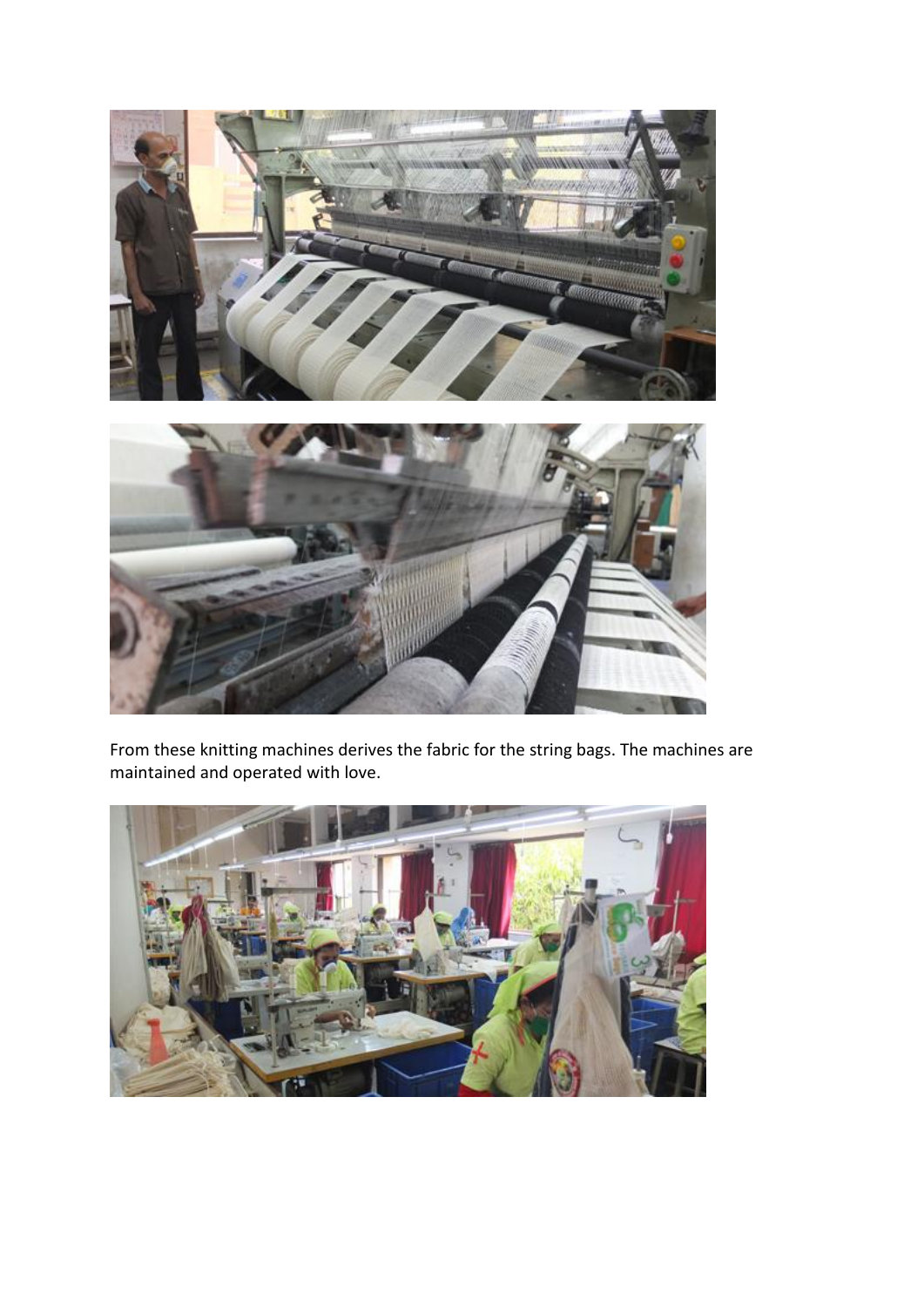From these knitting machines derives the fabric for the string bags. The machines are maintained and operated with love.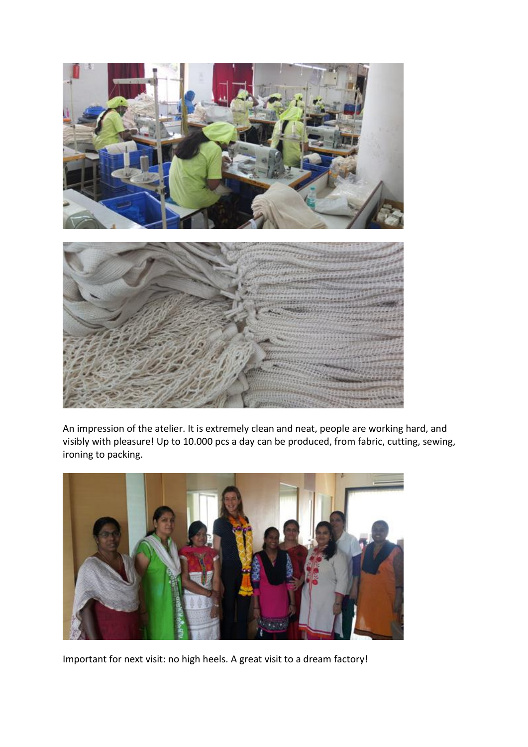An impression of the atelier. It is extremely clean and neat, people are working hard, and visibly with pleasure! Up to 10.000 pcs a day can be produced, from fabric, cutting, sewing, ironing to packing.

Important for next visit: no high heels. A great visit to a dream factory!